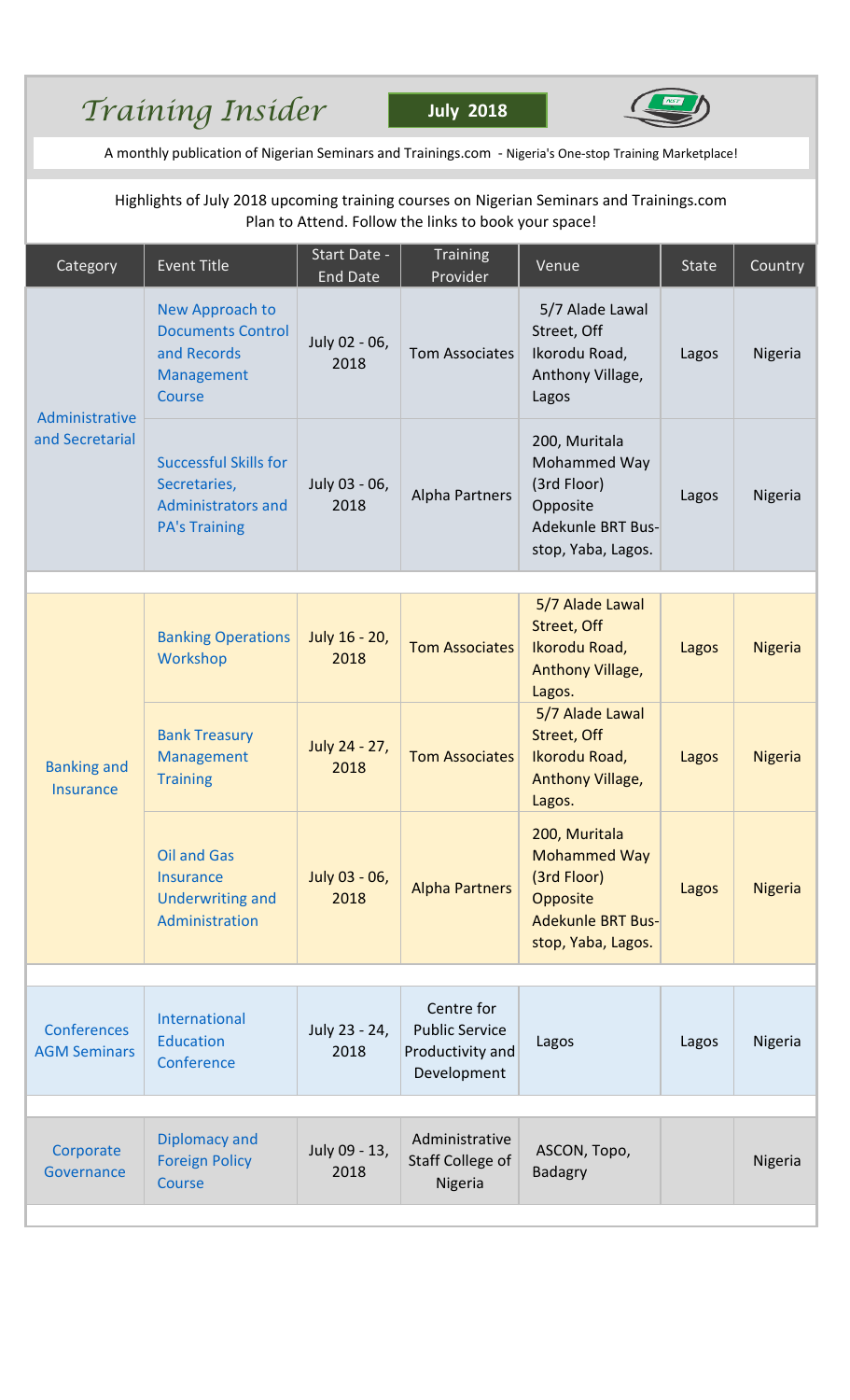# Training Insider

**July 2018**

A monthly publication of Nigerian Seminars and Trainings.com - Nigeria's One-stop Training Marketplace!

Highlights of July 2018 upcoming training courses on Nigerian Seminars and Trainings.com
Plan to Attend. Follow the links to book your space!

| Category | Event Title | Start Date - End Date | Training Provider | Venue | State | Country |
|---|---|---|---|---|---|---|
| Administrative and Secretarial | New Approach to Documents Control and Records Management Course | July 02 - 06, 2018 | Tom Associates | 5/7 Alade Lawal Street, Off Ikorodu Road, Anthony Village, Lagos | Lagos | Nigeria |
| | Successful Skills for Secretaries, Administrators and PA's Training | July 03 - 06, 2018 | Alpha Partners | 200, Muritala Mohammed Way (3rd Floor) Opposite Adekunle BRT Bus-stop, Yaba, Lagos. | Lagos | Nigeria |
| Banking and Insurance | Banking Operations Workshop | July 16 - 20, 2018 | Tom Associates | 5/7 Alade Lawal Street, Off Ikorodu Road, Anthony Village, Lagos. | Lagos | Nigeria |
| | Bank Treasury Management Training | July 24 - 27, 2018 | Tom Associates | 5/7 Alade Lawal Street, Off Ikorodu Road, Anthony Village, Lagos. | Lagos | Nigeria |
| | Oil and Gas Insurance Underwriting and Administration | July 03 - 06, 2018 | Alpha Partners | 200, Muritala Mohammed Way (3rd Floor) Opposite Adekunle BRT Bus-stop, Yaba, Lagos. | Lagos | Nigeria |
| Conferences AGM Seminars | International Education Conference | July 23 - 24, 2018 | Centre for Public Service Productivity and Development | Lagos | Lagos | Nigeria |
| Corporate Governance | Diplomacy and Foreign Policy Course | July 09 - 13, 2018 | Administrative Staff College of Nigeria | ASCON, Topo, Badagry | | Nigeria |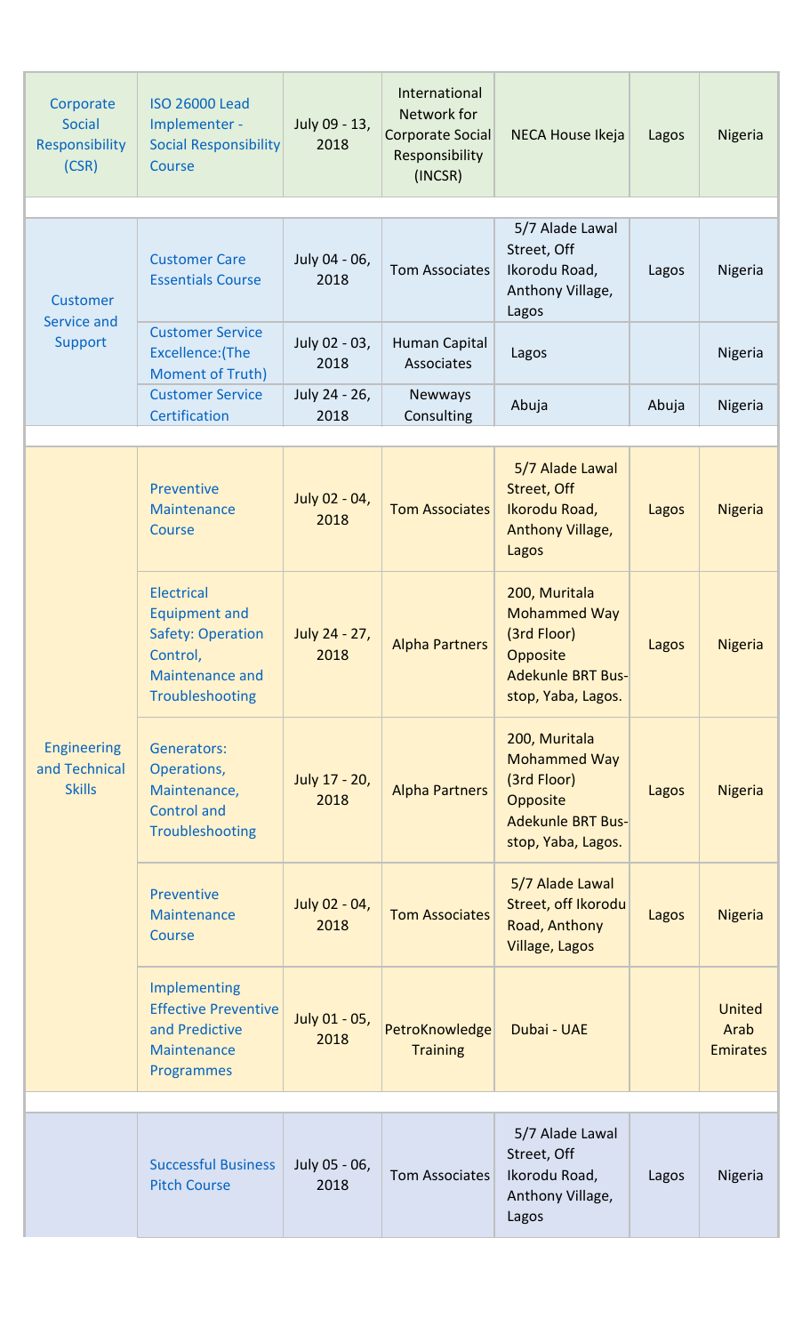| | | | | | | |
|---|---|---|---|---|---|---|
| Corporate Social Responsibility (CSR) | ISO 26000 Lead Implementer - Social Responsibility Course | July 09 - 13, 2018 | International Network for Corporate Social Responsibility (INCSR) | NECA House Ikeja | Lagos | Nigeria |
| | | | | | | |
| Customer Service and Support | Customer Care Essentials Course | July 04 - 06, 2018 | Tom Associates | 5/7 Alade Lawal Street, Off Ikorodu Road, Anthony Village, Lagos | Lagos | Nigeria |
| | Customer Service Excellence:(The Moment of Truth) | July 02 - 03, 2018 | Human Capital Associates | Lagos | | Nigeria |
| | Customer Service Certification | July 24 - 26, 2018 | Newways Consulting | Abuja | Abuja | Nigeria |
| | | | | | | |
| Engineering and Technical Skills | Preventive Maintenance Course | July 02 - 04, 2018 | Tom Associates | 5/7 Alade Lawal Street, Off Ikorodu Road, Anthony Village, Lagos | Lagos | Nigeria |
| | Electrical Equipment and Safety: Operation Control, Maintenance and Troubleshooting | July 24 - 27, 2018 | Alpha Partners | 200, Muritala Mohammed Way (3rd Floor) Opposite Adekunle BRT Bus-stop, Yaba, Lagos. | Lagos | Nigeria |
| | Generators: Operations, Maintenance, Control and Troubleshooting | July 17 - 20, 2018 | Alpha Partners | 200, Muritala Mohammed Way (3rd Floor) Opposite Adekunle BRT Bus-stop, Yaba, Lagos. | Lagos | Nigeria |
| | Preventive Maintenance Course | July 02 - 04, 2018 | Tom Associates | 5/7 Alade Lawal Street, off Ikorodu Road, Anthony Village, Lagos | Lagos | Nigeria |
| | Implementing Effective Preventive and Predictive Maintenance Programmes | July 01 - 05, 2018 | PetroKnowledge Training | Dubai - UAE | | United Arab Emirates |
| | | | | | | |
| | Successful Business Pitch Course | July 05 - 06, 2018 | Tom Associates | 5/7 Alade Lawal Street, Off Ikorodu Road, Anthony Village, Lagos | Lagos | Nigeria |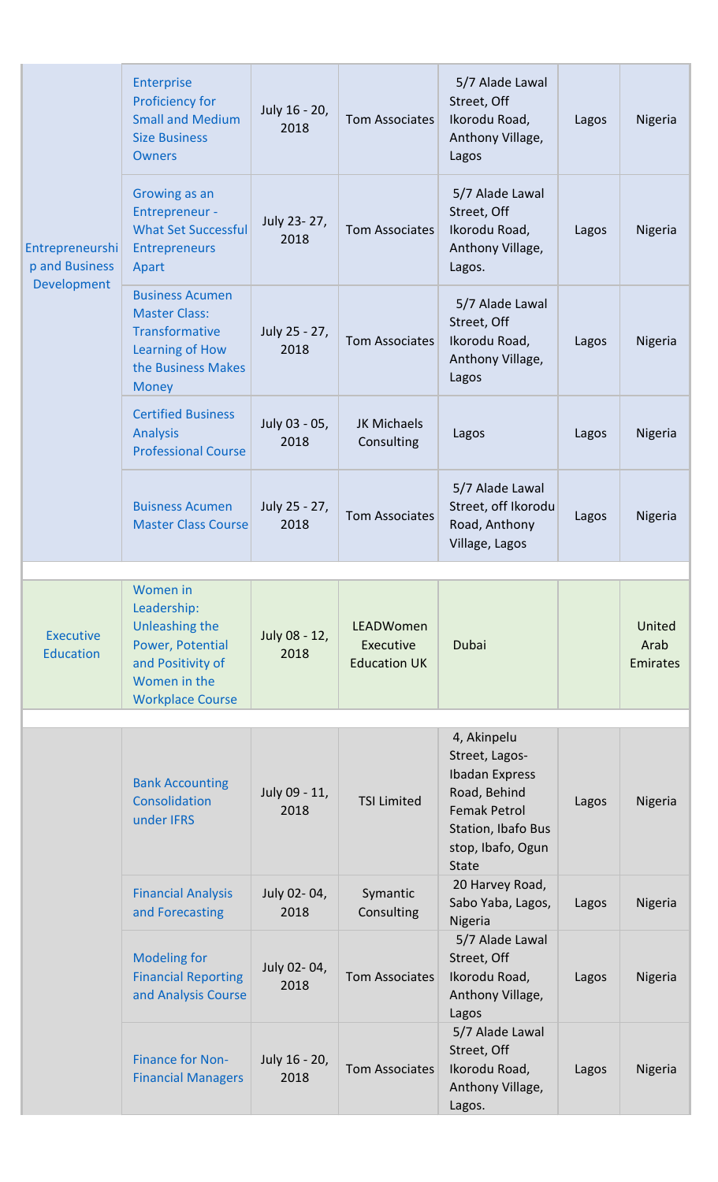| | | | | | | |
|---|---|---|---|---|---|---|
| Entrepreneurship and Business Development | Enterprise Proficiency for Small and Medium Size Business Owners | July 16 - 20, 2018 | Tom Associates | 5/7 Alade Lawal Street, Off Ikorodu Road, Anthony Village, Lagos | Lagos | Nigeria |
| | Growing as an Entrepreneur - What Set Successful Entrepreneurs Apart | July 23- 27, 2018 | Tom Associates | 5/7 Alade Lawal Street, Off Ikorodu Road, Anthony Village, Lagos. | Lagos | Nigeria |
| | Business Acumen Master Class: Transformative Learning of How the Business Makes Money | July 25 - 27, 2018 | Tom Associates | 5/7 Alade Lawal Street, Off Ikorodu Road, Anthony Village, Lagos | Lagos | Nigeria |
| | Certified Business Analysis Professional Course | July 03 - 05, 2018 | JK Michaels Consulting | Lagos | Lagos | Nigeria |
| | Buisness Acumen Master Class Course | July 25 - 27, 2018 | Tom Associates | 5/7 Alade Lawal Street, off Ikorodu Road, Anthony Village, Lagos | Lagos | Nigeria |
| | | | | | | |
| Executive Education | Women in Leadership: Unleashing the Power, Potential and Positivity of Women in the Workplace Course | July 08 - 12, 2018 | LEADWomen Executive Education UK | Dubai | | United Arab Emirates |
| | | | | | | |
| | Bank Accounting Consolidation under IFRS | July 09 - 11, 2018 | TSI Limited | 4, Akinpelu Street, Lagos-Ibadan Express Road, Behind Femak Petrol Station, Ibafo Bus stop, Ibafo, Ogun State | Lagos | Nigeria |
| | Financial Analysis and Forecasting | July 02- 04, 2018 | Symantic Consulting | 20 Harvey Road, Sabo Yaba, Lagos, Nigeria | Lagos | Nigeria |
| | Modeling for Financial Reporting and Analysis Course | July 02- 04, 2018 | Tom Associates | 5/7 Alade Lawal Street, Off Ikorodu Road, Anthony Village, Lagos | Lagos | Nigeria |
| | Finance for Non-Financial Managers | July 16 - 20, 2018 | Tom Associates | 5/7 Alade Lawal Street, Off Ikorodu Road, Anthony Village, Lagos. | Lagos | Nigeria |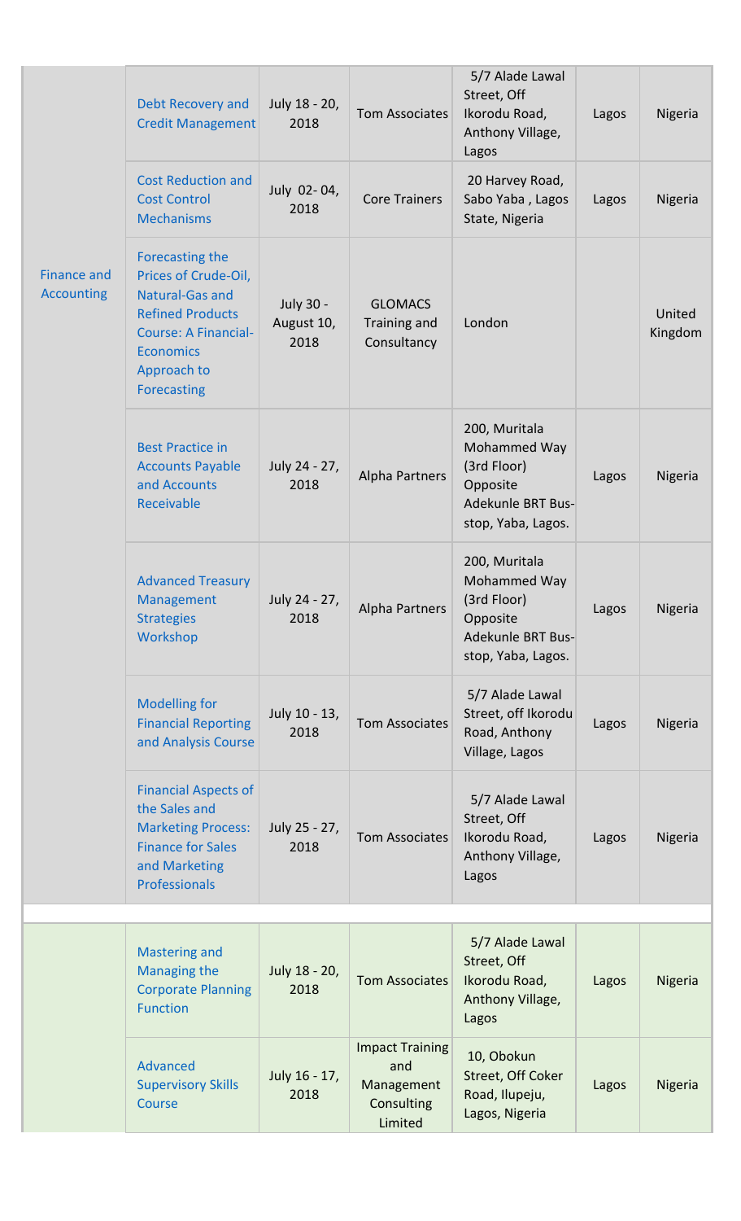| | | | | | | |
|---|---|---|---|---|---|---|
| Finance and Accounting | Debt Recovery and Credit Management | July 18 - 20, 2018 | Tom Associates | 5/7 Alade Lawal Street, Off Ikorodu Road, Anthony Village, Lagos | Lagos | Nigeria |
| | Cost Reduction and Cost Control Mechanisms | July 02- 04, 2018 | Core Trainers | 20 Harvey Road, Sabo Yaba , Lagos State, Nigeria | Lagos | Nigeria |
| | Forecasting the Prices of Crude-Oil, Natural-Gas and Refined Products Course: A Financial-Economics Approach to Forecasting | July 30 - August 10, 2018 | GLOMACS Training and Consultancy | London | | United Kingdom |
| | Best Practice in Accounts Payable and Accounts Receivable | July 24 - 27, 2018 | Alpha Partners | 200, Muritala Mohammed Way (3rd Floor) Opposite Adekunle BRT Bus-stop, Yaba, Lagos. | Lagos | Nigeria |
| | Advanced Treasury Management Strategies Workshop | July 24 - 27, 2018 | Alpha Partners | 200, Muritala Mohammed Way (3rd Floor) Opposite Adekunle BRT Bus-stop, Yaba, Lagos. | Lagos | Nigeria |
| | Modelling for Financial Reporting and Analysis Course | July 10 - 13, 2018 | Tom Associates | 5/7 Alade Lawal Street, off Ikorodu Road, Anthony Village, Lagos | Lagos | Nigeria |
| | Financial Aspects of the Sales and Marketing Process: Finance for Sales and Marketing Professionals | July 25 - 27, 2018 | Tom Associates | 5/7 Alade Lawal Street, Off Ikorodu Road, Anthony Village, Lagos | Lagos | Nigeria |
| | | | | | | |
| | Mastering and Managing the Corporate Planning Function | July 18 - 20, 2018 | Tom Associates | 5/7 Alade Lawal Street, Off Ikorodu Road, Anthony Village, Lagos | Lagos | Nigeria |
| | Advanced Supervisory Skills Course | July 16 - 17, 2018 | Impact Training and Management Consulting Limited | 10, Obokun Street, Off Coker Road, Ilupeju, Lagos, Nigeria | Lagos | Nigeria |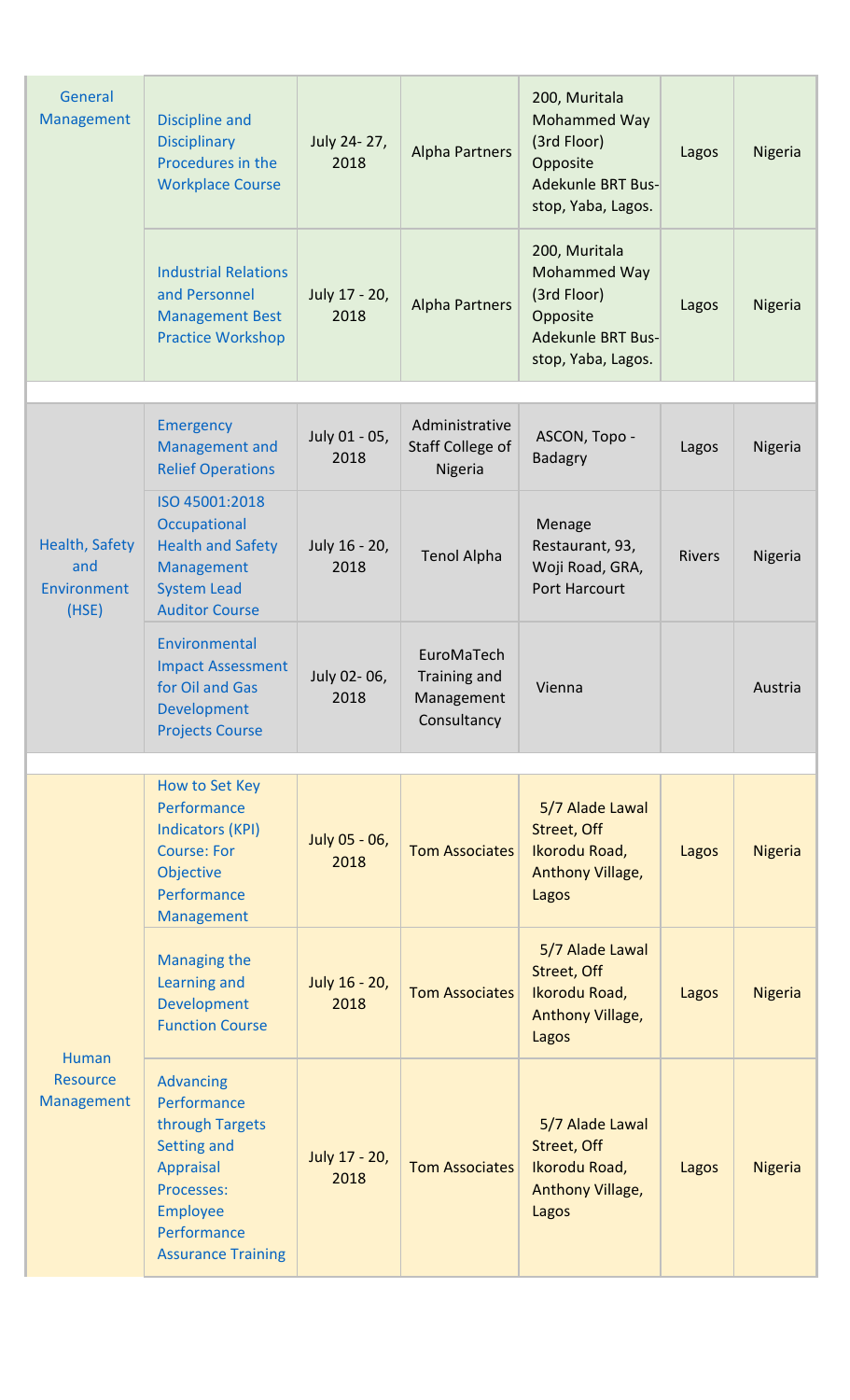| | | | | | | |
|---|---|---|---|---|---|---|
| General Management | Discipline and Disciplinary Procedures in the Workplace Course | July 24- 27, 2018 | Alpha Partners | 200, Muritala Mohammed Way (3rd Floor) Opposite Adekunle BRT Bus-stop, Yaba, Lagos. | Lagos | Nigeria |
| | Industrial Relations and Personnel Management Best Practice Workshop | July 17 - 20, 2018 | Alpha Partners | 200, Muritala Mohammed Way (3rd Floor) Opposite Adekunle BRT Bus-stop, Yaba, Lagos. | Lagos | Nigeria |
| | | | | | | |
| Health, Safety and Environment (HSE) | Emergency Management and Relief Operations | July 01 - 05, 2018 | Administrative Staff College of Nigeria | ASCON, Topo - Badagry | Lagos | Nigeria |
| | ISO 45001:2018 Occupational Health and Safety Management System Lead Auditor Course | July 16 - 20, 2018 | Tenol Alpha | Menage Restaurant, 93, Woji Road, GRA, Port Harcourt | Rivers | Nigeria |
| | Environmental Impact Assessment for Oil and Gas Development Projects Course | July 02- 06, 2018 | EuroMaTech Training and Management Consultancy | Vienna | | Austria |
| | | | | | | |
| Human Resource Management | How to Set Key Performance Indicators (KPI) Course: For Objective Performance Management | July 05 - 06, 2018 | Tom Associates | 5/7 Alade Lawal Street, Off Ikorodu Road, Anthony Village, Lagos | Lagos | Nigeria |
| | Managing the Learning and Development Function Course | July 16 - 20, 2018 | Tom Associates | 5/7 Alade Lawal Street, Off Ikorodu Road, Anthony Village, Lagos | Lagos | Nigeria |
| | Advancing Performance through Targets Setting and Appraisal Processes: Employee Performance Assurance Training | July 17 - 20, 2018 | Tom Associates | 5/7 Alade Lawal Street, Off Ikorodu Road, Anthony Village, Lagos | Lagos | Nigeria |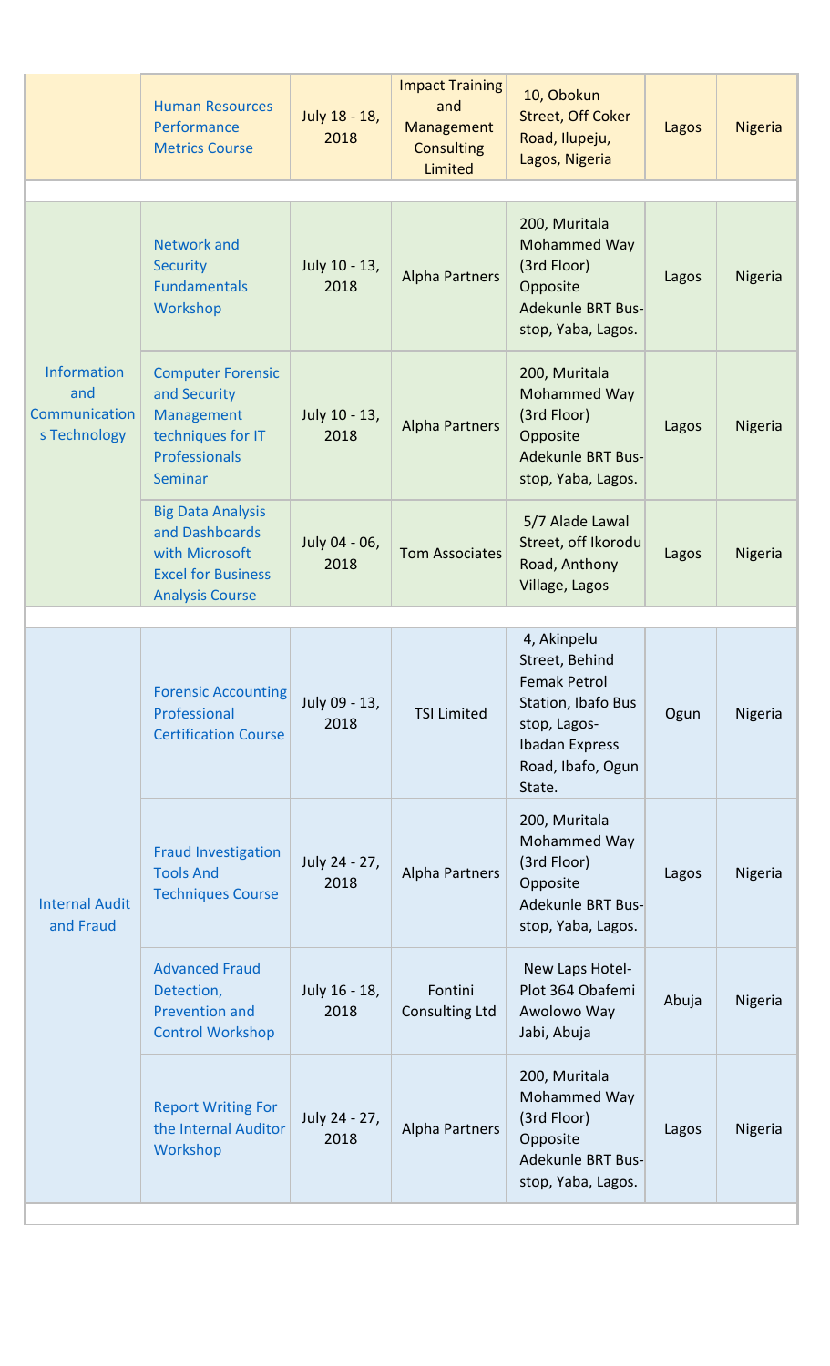| | | | | | | |
|---|---|---|---|---|---|---|
| | Human Resources Performance Metrics Course | July 18 - 18, 2018 | Impact Training and Management Consulting Limited | 10, Obokun Street, Off Coker Road, Ilupeju, Lagos, Nigeria | Lagos | Nigeria |
| | | | | | | |
| Information and Communications Technology | Network and Security Fundamentals Workshop | July 10 - 13, 2018 | Alpha Partners | 200, Muritala Mohammed Way (3rd Floor) Opposite Adekunle BRT Bus-stop, Yaba, Lagos. | Lagos | Nigeria |
| | Computer Forensic and Security Management techniques for IT Professionals Seminar | July 10 - 13, 2018 | Alpha Partners | 200, Muritala Mohammed Way (3rd Floor) Opposite Adekunle BRT Bus-stop, Yaba, Lagos. | Lagos | Nigeria |
| | Big Data Analysis and Dashboards with Microsoft Excel for Business Analysis Course | July 04 - 06, 2018 | Tom Associates | 5/7 Alade Lawal Street, off Ikorodu Road, Anthony Village, Lagos | Lagos | Nigeria |
| | | | | | | |
| Internal Audit and Fraud | Forensic Accounting Professional Certification Course | July 09 - 13, 2018 | TSI Limited | 4, Akinpelu Street, Behind Femak Petrol Station, Ibafo Bus stop, Lagos-Ibadan Express Road, Ibafo, Ogun State. | Ogun | Nigeria |
| | Fraud Investigation Tools And Techniques Course | July 24 - 27, 2018 | Alpha Partners | 200, Muritala Mohammed Way (3rd Floor) Opposite Adekunle BRT Bus-stop, Yaba, Lagos. | Lagos | Nigeria |
| | Advanced Fraud Detection, Prevention and Control Workshop | July 16 - 18, 2018 | Fontini Consulting Ltd | New Laps Hotel-Plot 364 Obafemi Awolowo Way Jabi, Abuja | Abuja | Nigeria |
| | Report Writing For the Internal Auditor Workshop | July 24 - 27, 2018 | Alpha Partners | 200, Muritala Mohammed Way (3rd Floor) Opposite Adekunle BRT Bus-stop, Yaba, Lagos. | Lagos | Nigeria |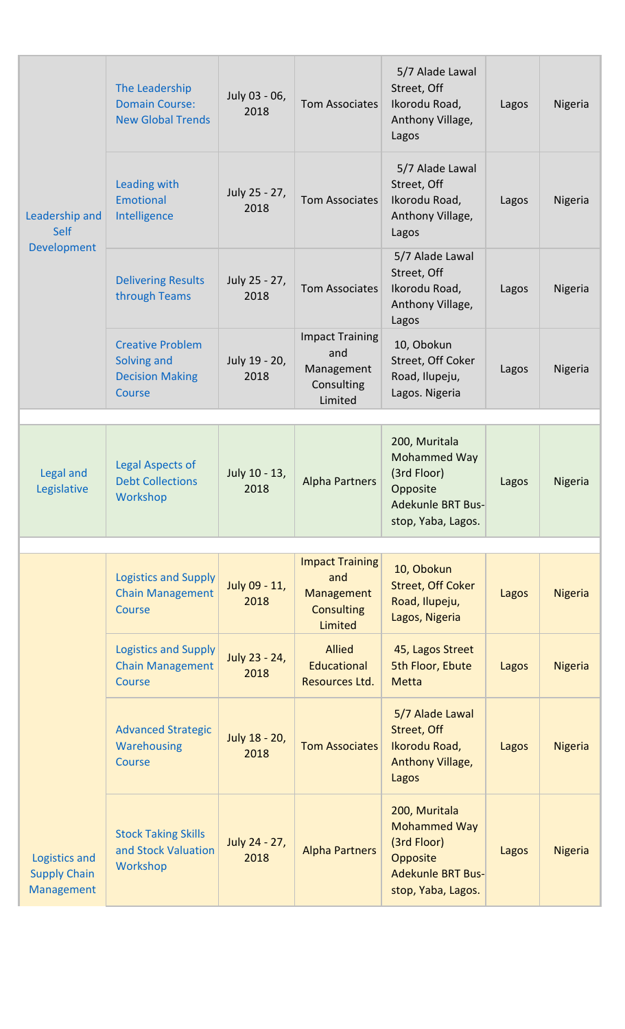| | | | | | | |
|---|---|---|---|---|---|---|
| Leadership and Self Development | The Leadership Domain Course: New Global Trends | July 03 - 06, 2018 | Tom Associates | 5/7 Alade Lawal Street, Off Ikorodu Road, Anthony Village, Lagos | Lagos | Nigeria |
| | Leading with Emotional Intelligence | July 25 - 27, 2018 | Tom Associates | 5/7 Alade Lawal Street, Off Ikorodu Road, Anthony Village, Lagos | Lagos | Nigeria |
| | Delivering Results through Teams | July 25 - 27, 2018 | Tom Associates | 5/7 Alade Lawal Street, Off Ikorodu Road, Anthony Village, Lagos | Lagos | Nigeria |
| | Creative Problem Solving and Decision Making Course | July 19 - 20, 2018 | Impact Training and Management Consulting Limited | 10, Obokun Street, Off Coker Road, Ilupeju, Lagos. Nigeria | Lagos | Nigeria |
| | | | | | | |
| Legal and Legislative | Legal Aspects of Debt Collections Workshop | July 10 - 13, 2018 | Alpha Partners | 200, Muritala Mohammed Way (3rd Floor) Opposite Adekunle BRT Bus-stop, Yaba, Lagos. | Lagos | Nigeria |
| | | | | | | |
| Logistics and Supply Chain Management | Logistics and Supply Chain Management Course | July 09 - 11, 2018 | Impact Training and Management Consulting Limited | 10, Obokun Street, Off Coker Road, Ilupeju, Lagos, Nigeria | Lagos | Nigeria |
| | Logistics and Supply Chain Management Course | July 23 - 24, 2018 | Allied Educational Resources Ltd. | 45, Lagos Street 5th Floor, Ebute Metta | Lagos | Nigeria |
| | Advanced Strategic Warehousing Course | July 18 - 20, 2018 | Tom Associates | 5/7 Alade Lawal Street, Off Ikorodu Road, Anthony Village, Lagos | Lagos | Nigeria |
| | Stock Taking Skills and Stock Valuation Workshop | July 24 - 27, 2018 | Alpha Partners | 200, Muritala Mohammed Way (3rd Floor) Opposite Adekunle BRT Bus-stop, Yaba, Lagos. | Lagos | Nigeria |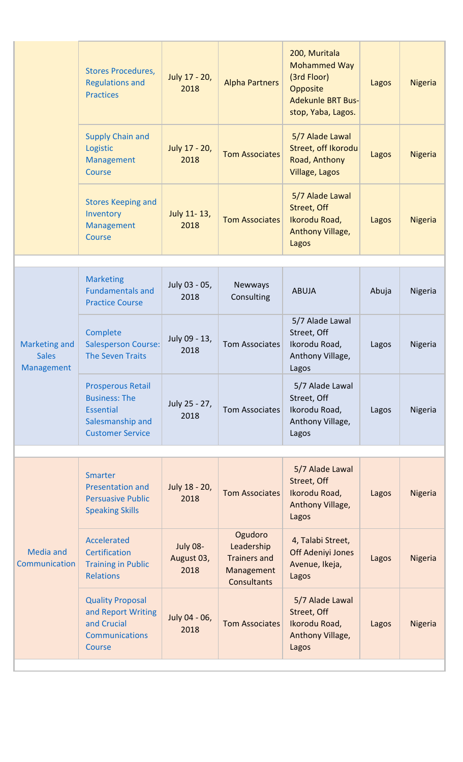| | | | | | | |
|---|---|---|---|---|---|---|
| | Stores Procedures, Regulations and Practices | July 17 - 20, 2018 | Alpha Partners | 200, Muritala Mohammed Way (3rd Floor) Opposite Adekunle BRT Bus-stop, Yaba, Lagos. | Lagos | Nigeria |
| | Supply Chain and Logistic Management Course | July 17 - 20, 2018 | Tom Associates | 5/7 Alade Lawal Street, off Ikorodu Road, Anthony Village, Lagos | Lagos | Nigeria |
| | Stores Keeping and Inventory Management Course | July 11- 13, 2018 | Tom Associates | 5/7 Alade Lawal Street, Off Ikorodu Road, Anthony Village, Lagos | Lagos | Nigeria |
| | | | | | | |
| Marketing and Sales Management | Marketing Fundamentals and Practice Course | July 03 - 05, 2018 | Newways Consulting | ABUJA | Abuja | Nigeria |
| | Complete Salesperson Course: The Seven Traits | July 09 - 13, 2018 | Tom Associates | 5/7 Alade Lawal Street, Off Ikorodu Road, Anthony Village, Lagos | Lagos | Nigeria |
| | Prosperous Retail Business: The Essential Salesmanship and Customer Service | July 25 - 27, 2018 | Tom Associates | 5/7 Alade Lawal Street, Off Ikorodu Road, Anthony Village, Lagos | Lagos | Nigeria |
| | | | | | | |
| Media and Communication | Smarter Presentation and Persuasive Public Speaking Skills | July 18 - 20, 2018 | Tom Associates | 5/7 Alade Lawal Street, Off Ikorodu Road, Anthony Village, Lagos | Lagos | Nigeria |
| | Accelerated Certification Training in Public Relations | July 08- August 03, 2018 | Ogudoro Leadership Trainers and Management Consultants | 4, Talabi Street, Off Adeniyi Jones Avenue, Ikeja, Lagos | Lagos | Nigeria |
| | Quality Proposal and Report Writing and Crucial Communications Course | July 04 - 06, 2018 | Tom Associates | 5/7 Alade Lawal Street, Off Ikorodu Road, Anthony Village, Lagos | Lagos | Nigeria |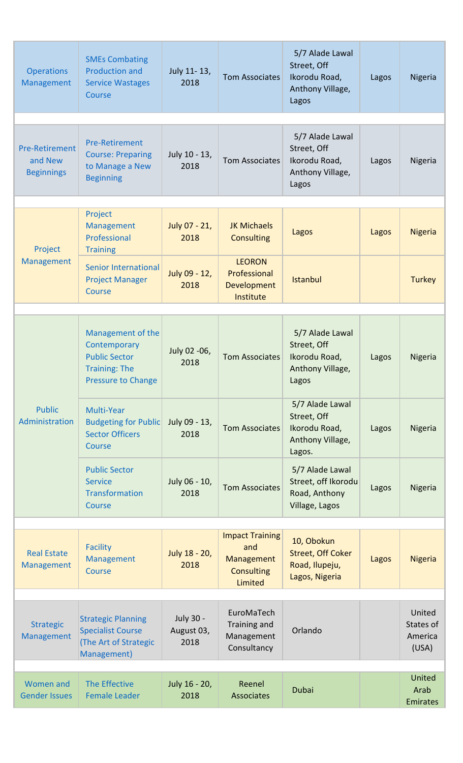| | | | | | | |
|---|---|---|---|---|---|---|
| Operations Management | SMEs Combating Production and Service Wastages Course | July 11- 13, 2018 | Tom Associates | 5/7 Alade Lawal Street, Off Ikorodu Road, Anthony Village, Lagos | Lagos | Nigeria |
| | | | | | | |
| Pre-Retirement and New Beginnings | Pre-Retirement Course: Preparing to Manage a New Beginning | July 10 - 13, 2018 | Tom Associates | 5/7 Alade Lawal Street, Off Ikorodu Road, Anthony Village, Lagos | Lagos | Nigeria |
| | | | | | | |
| Project Management | Project Management Professional Training | July 07 - 21, 2018 | JK Michaels Consulting | Lagos | Lagos | Nigeria |
| | Senior International Project Manager Course | July 09 - 12, 2018 | LEORON Professional Development Institute | Istanbul | | Turkey |
| | | | | | | |
| Public Administration | Management of the Contemporary Public Sector Training: The Pressure to Change | July 02 -06, 2018 | Tom Associates | 5/7 Alade Lawal Street, Off Ikorodu Road, Anthony Village, Lagos | Lagos | Nigeria |
| | Multi-Year Budgeting for Public Sector Officers Course | July 09 - 13, 2018 | Tom Associates | 5/7 Alade Lawal Street, Off Ikorodu Road, Anthony Village, Lagos. | Lagos | Nigeria |
| | Public Sector Service Transformation Course | July 06 - 10, 2018 | Tom Associates | 5/7 Alade Lawal Street, off Ikorodu Road, Anthony Village, Lagos | Lagos | Nigeria |
| | | | | | | |
| Real Estate Management | Facility Management Course | July 18 - 20, 2018 | Impact Training and Management Consulting Limited | 10, Obokun Street, Off Coker Road, Ilupeju, Lagos, Nigeria | Lagos | Nigeria |
| | | | | | | |
| Strategic Management | Strategic Planning Specialist Course (The Art of Strategic Management) | July 30 - August 03, 2018 | EuroMaTech Training and Management Consultancy | Orlando | | United States of America (USA) |
| | | | | | | |
| Women and Gender Issues | The Effective Female Leader | July 16 - 20, 2018 | Reenel Associates | Dubai | | United Arab Emirates |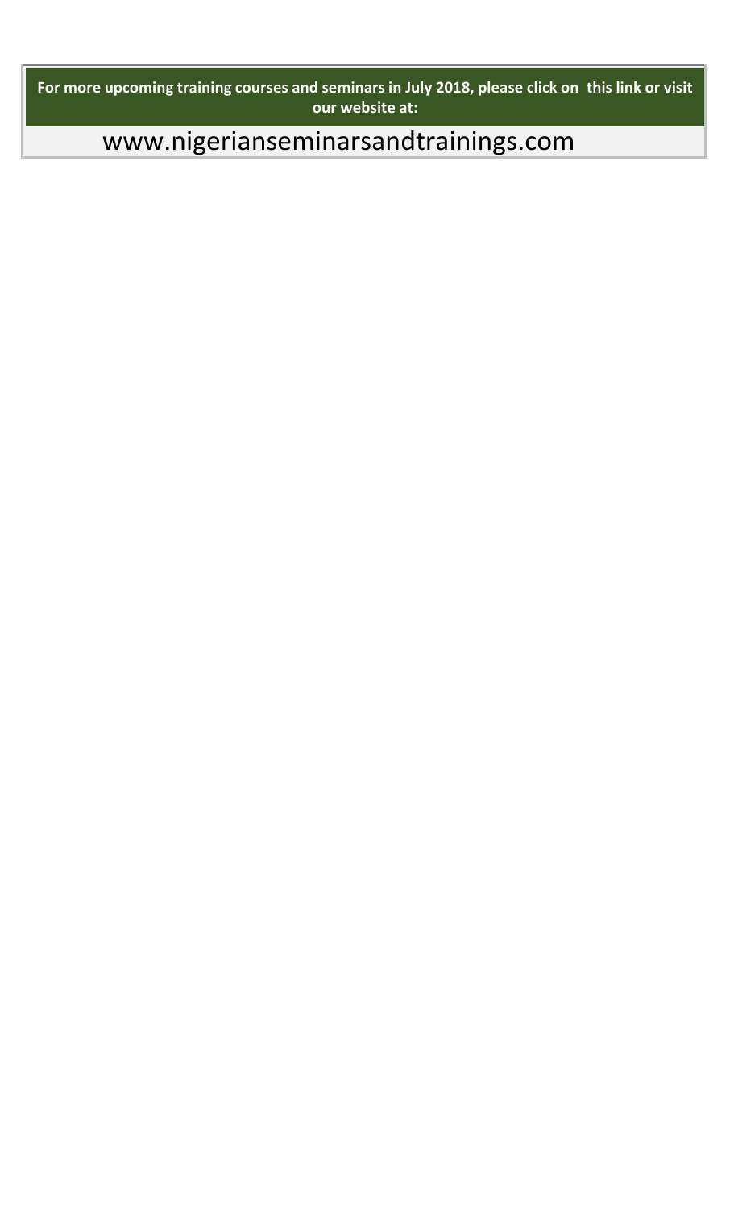**For more upcoming training courses and seminars in July 2018, please click on this link or visit our website at:**

www.nigerianseminarsandtrainings.com